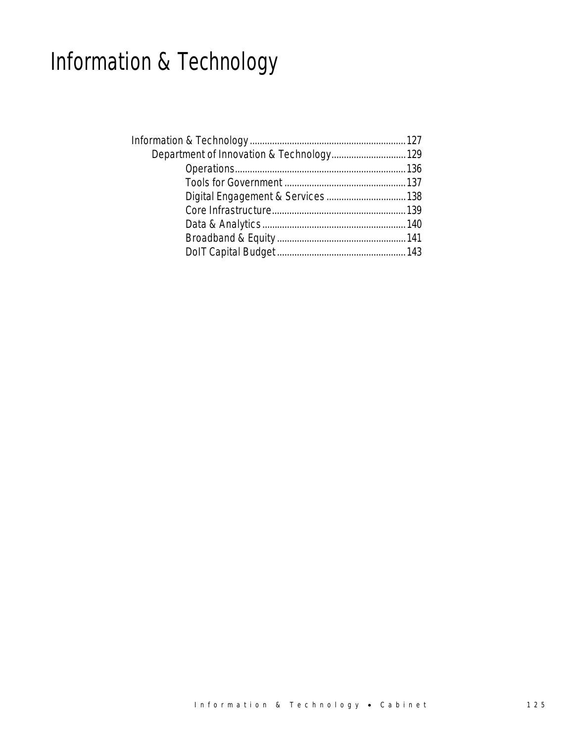# Information & Technology

- Information & Technology ........ 127
  - Department of Innovation & Technology ........ 129
    - Operations ........ 136
    - Tools for Government ........ 137
    - Digital Engagement & Services ........ 138
    - Core Infrastructure ........ 139
    - Data & Analytics ........ 140
    - Broadband & Equity ........ 141
    - DoIT Capital Budget ........ 143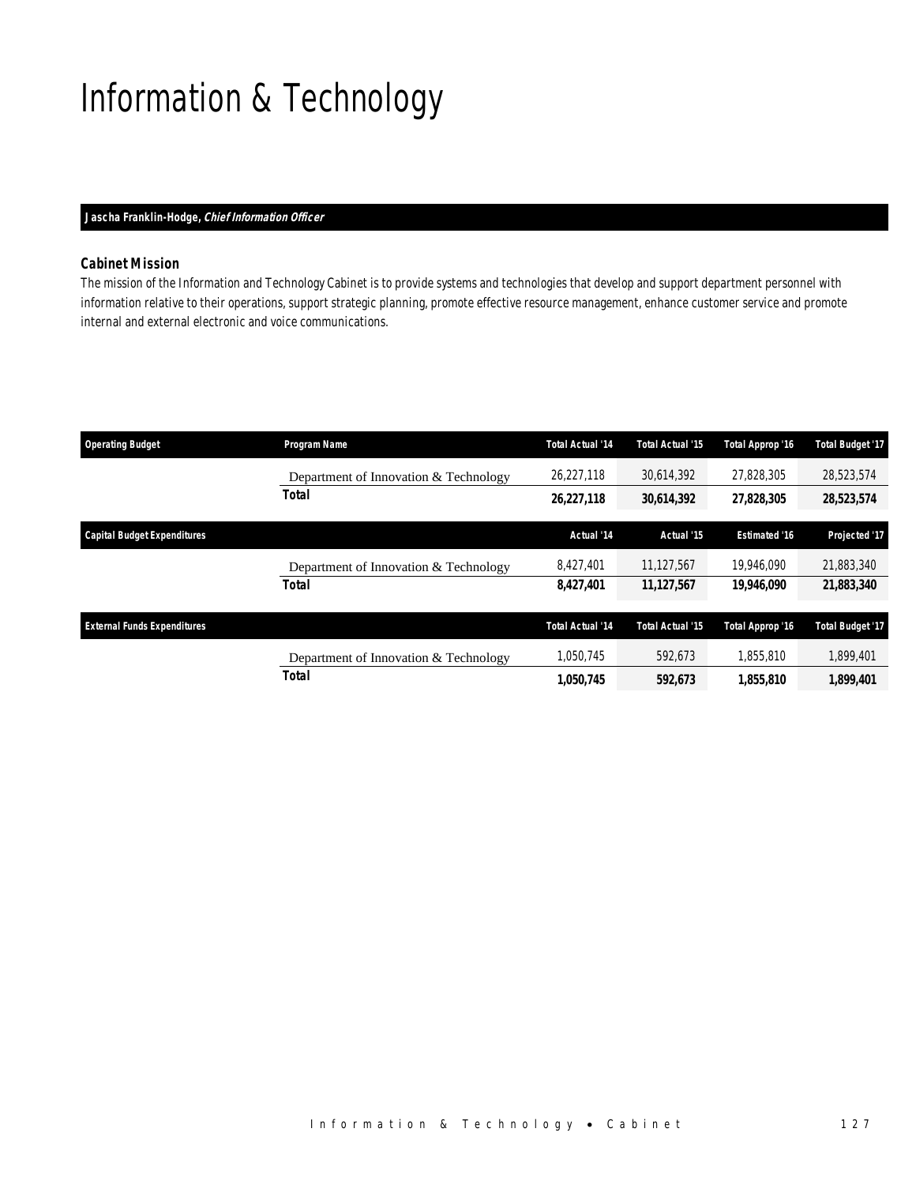# Information & Technology

**Jascha Franklin-Hodge, *Chief Information Officer***

### Cabinet Mission

The mission of the Information and Technology Cabinet is to provide systems and technologies that develop and support department personnel with information relative to their operations, support strategic planning, promote effective resource management, enhance customer service and promote internal and external electronic and voice communications.

| Operating Budget | Program Name | Total Actual '14 | Total Actual '15 | Total Approp '16 | Total Budget '17 |
|---|---|---|---|---|---|
| | Department of Innovation & Technology | 26,227,118 | 30,614,392 | 27,828,305 | 28,523,574 |
| | **Total** | **26,227,118** | **30,614,392** | **27,828,305** | **28,523,574** |

| Capital Budget Expenditures | | Actual '14 | Actual '15 | Estimated '16 | Projected '17 |
|---|---|---|---|---|---|
| | Department of Innovation & Technology | 8,427,401 | 11,127,567 | 19,946,090 | 21,883,340 |
| | **Total** | **8,427,401** | **11,127,567** | **19,946,090** | **21,883,340** |

| External Funds Expenditures | | Total Actual '14 | Total Actual '15 | Total Approp '16 | Total Budget '17 |
|---|---|---|---|---|---|
| | Department of Innovation & Technology | 1,050,745 | 592,673 | 1,855,810 | 1,899,401 |
| | **Total** | **1,050,745** | **592,673** | **1,855,810** | **1,899,401** |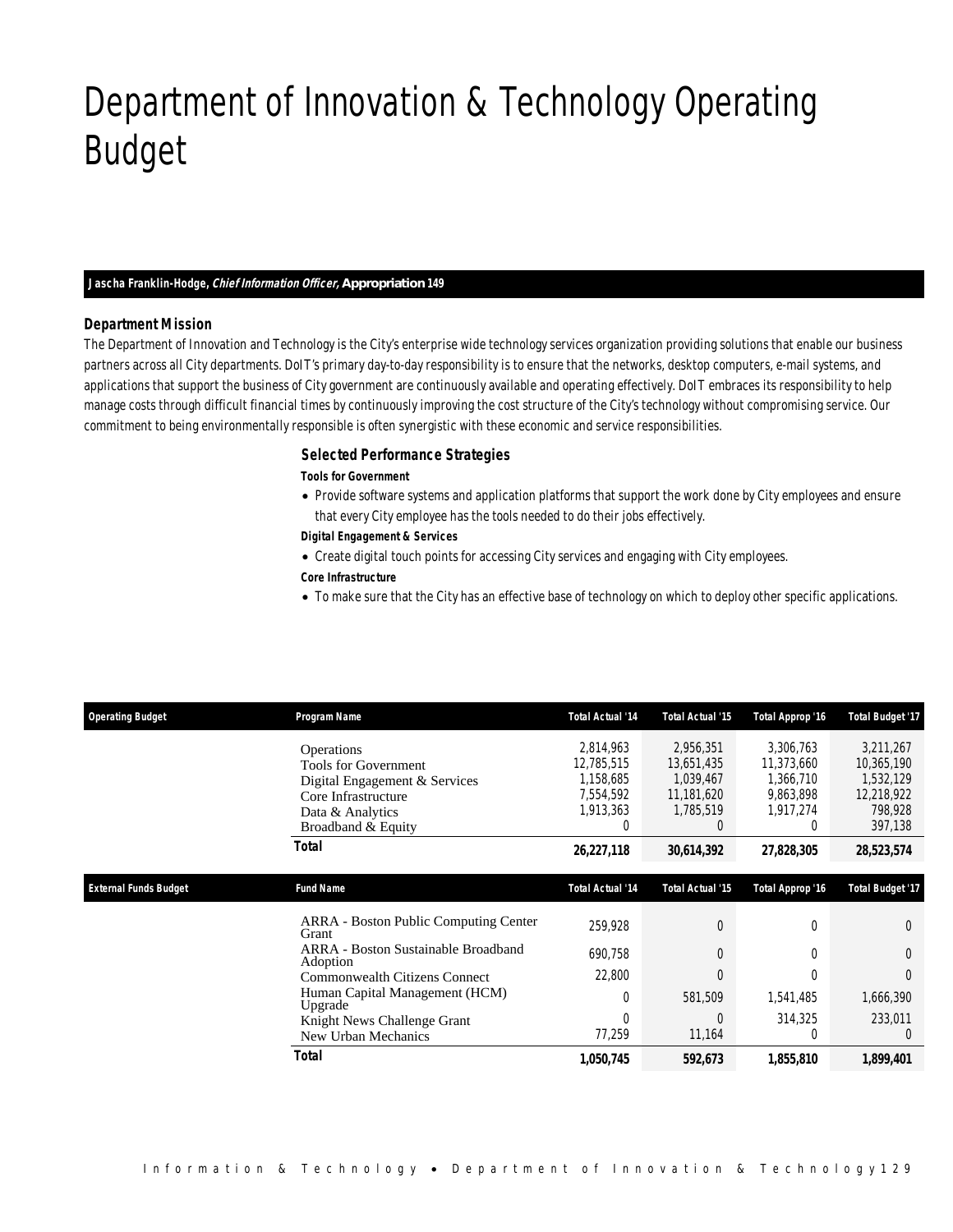# Department of Innovation & Technology Operating Budget

**Jascha Franklin-Hodge, *Chief Information Officer*, Appropriation 149**

### Department Mission

The Department of Innovation and Technology is the City's enterprise wide technology services organization providing solutions that enable our business partners across all City departments. DoIT's primary day-to-day responsibility is to ensure that the networks, desktop computers, e-mail systems, and applications that support the business of City government are continuously available and operating effectively. DoIT embraces its responsibility to help manage costs through difficult financial times by continuously improving the cost structure of the City's technology without compromising service. Our commitment to being environmentally responsible is often synergistic with these economic and service responsibilities.

### Selected Performance Strategies

**Tools for Government**

- Provide software systems and application platforms that support the work done by City employees and ensure that every City employee has the tools needed to do their jobs effectively.

**Digital Engagement & Services**

- Create digital touch points for accessing City services and engaging with City employees.

**Core Infrastructure**

- To make sure that the City has an effective base of technology on which to deploy other specific applications.

| Operating Budget | Program Name | Total Actual '14 | Total Actual '15 | Total Approp '16 | Total Budget '17 |
|---|---|---|---|---|---|
| | Operations | 2,814,963 | 2,956,351 | 3,306,763 | 3,211,267 |
| | Tools for Government | 12,785,515 | 13,651,435 | 11,373,660 | 10,365,190 |
| | Digital Engagement & Services | 1,158,685 | 1,039,467 | 1,366,710 | 1,532,129 |
| | Core Infrastructure | 7,554,592 | 11,181,620 | 9,863,898 | 12,218,922 |
| | Data & Analytics | 1,913,363 | 1,785,519 | 1,917,274 | 798,928 |
| | Broadband & Equity | 0 | 0 | 0 | 397,138 |
| | **Total** | **26,227,118** | **30,614,392** | **27,828,305** | **28,523,574** |

| External Funds Budget | Fund Name | Total Actual '14 | Total Actual '15 | Total Approp '16 | Total Budget '17 |
|---|---|---|---|---|---|
| | ARRA - Boston Public Computing Center Grant | 259,928 | 0 | 0 | 0 |
| | ARRA - Boston Sustainable Broadband Adoption | 690,758 | 0 | 0 | 0 |
| | Commonwealth Citizens Connect | 22,800 | 0 | 0 | 0 |
| | Human Capital Management (HCM) Upgrade | 0 | 581,509 | 1,541,485 | 1,666,390 |
| | Knight News Challenge Grant | 0 | 0 | 314,325 | 233,011 |
| | New Urban Mechanics | 77,259 | 11,164 | 0 | 0 |
| | **Total** | **1,050,745** | **592,673** | **1,855,810** | **1,899,401** |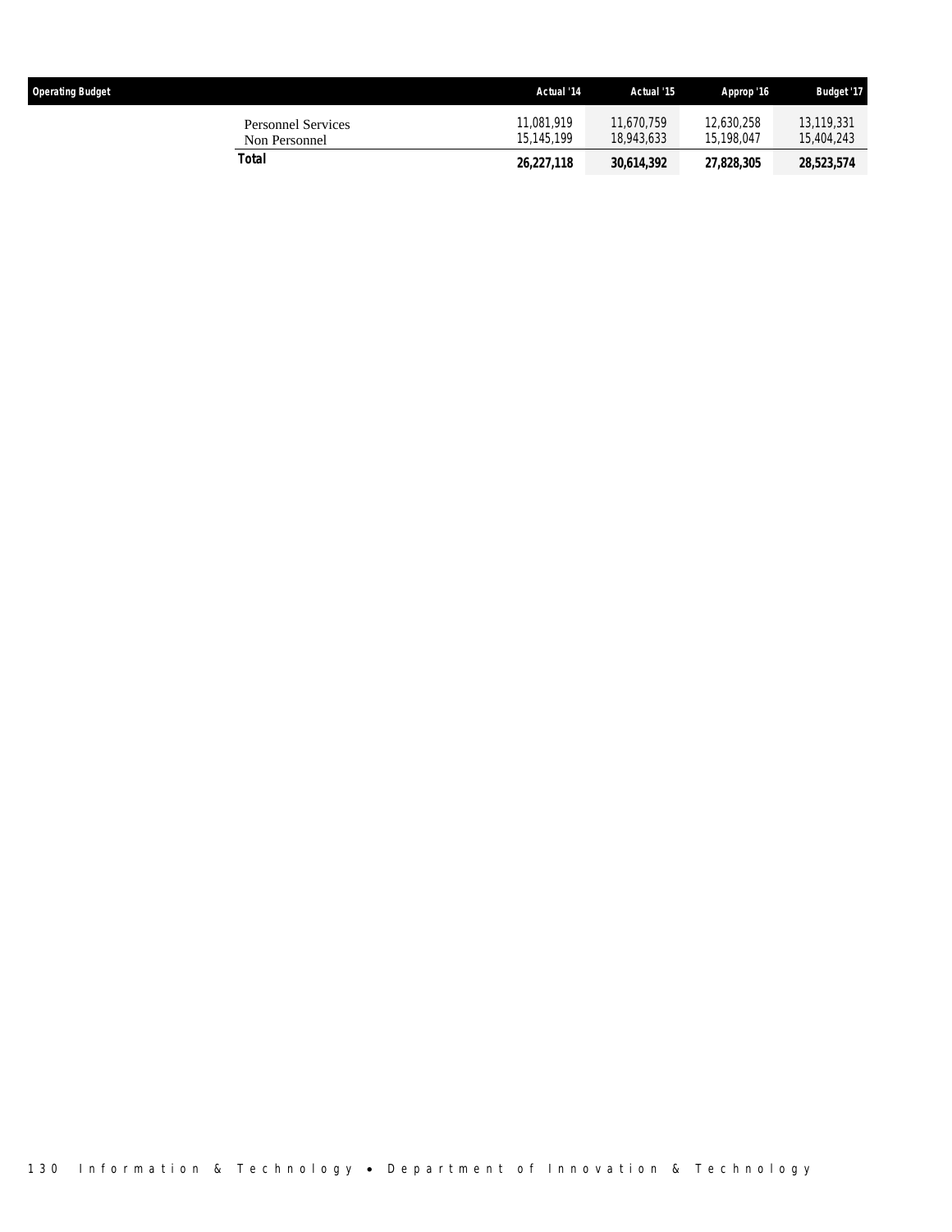| Operating Budget | Actual '14 | Actual '15 | Approp '16 | Budget '17 |
|---|---|---|---|---|
| Personnel Services | 11,081,919 | 11,670,759 | 12,630,258 | 13,119,331 |
| Non Personnel | 15,145,199 | 18,943,633 | 15,198,047 | 15,404,243 |
| **Total** | **26,227,118** | **30,614,392** | **27,828,305** | **28,523,574** |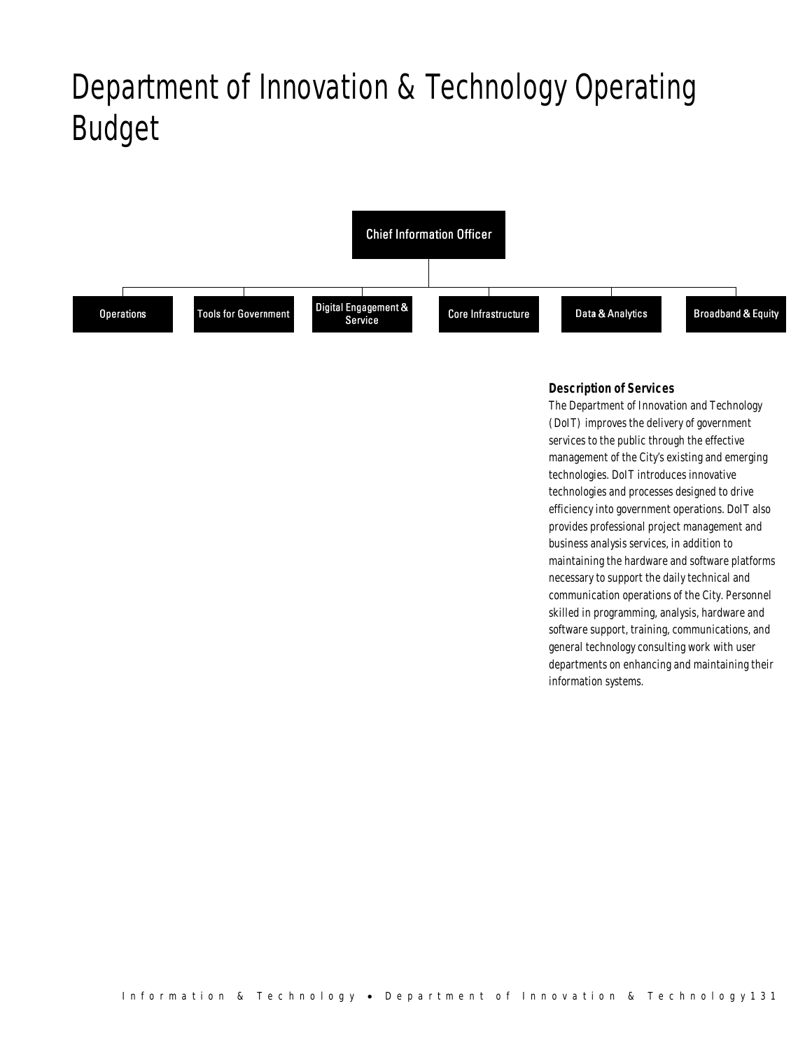# Department of Innovation & Technology Operating Budget

Chief Information Officer

- Operations
- Tools for Government
- Digital Engagement & Service
- Core Infrastructure
- Data & Analytics
- Broadband & Equity

**Description of Services**

The Department of Innovation and Technology (DoIT) improves the delivery of government services to the public through the effective management of the City's existing and emerging technologies. DoIT introduces innovative technologies and processes designed to drive efficiency into government operations. DoIT also provides professional project management and business analysis services, in addition to maintaining the hardware and software platforms necessary to support the daily technical and communication operations of the City. Personnel skilled in programming, analysis, hardware and software support, training, communications, and general technology consulting work with user departments on enhancing and maintaining their information systems.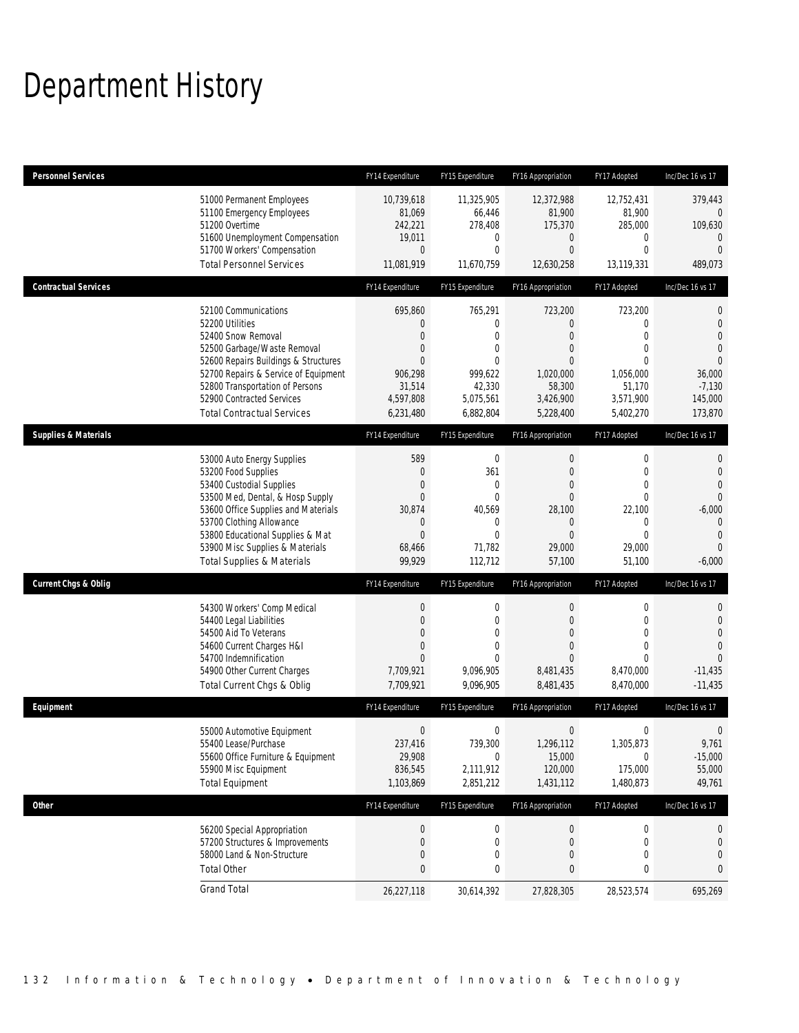# Department History

| Personnel Services | FY14 Expenditure | FY15 Expenditure | FY16 Appropriation | FY17 Adopted | Inc/Dec 16 vs 17 |
|---|---|---|---|---|---|
| 51000 Permanent Employees | 10,739,618 | 11,325,905 | 12,372,988 | 12,752,431 | 379,443 |
| 51100 Emergency Employees | 81,069 | 66,446 | 81,900 | 81,900 | 0 |
| 51200 Overtime | 242,221 | 278,408 | 175,370 | 285,000 | 109,630 |
| 51600 Unemployment Compensation | 19,011 | 0 | 0 | 0 | 0 |
| 51700 Workers' Compensation | 0 | 0 | 0 | 0 | 0 |
| Total Personnel Services | 11,081,919 | 11,670,759 | 12,630,258 | 13,119,331 | 489,073 |

| Contractual Services | FY14 Expenditure | FY15 Expenditure | FY16 Appropriation | FY17 Adopted | Inc/Dec 16 vs 17 |
|---|---|---|---|---|---|
| 52100 Communications | 695,860 | 765,291 | 723,200 | 723,200 | 0 |
| 52200 Utilities | 0 | 0 | 0 | 0 | 0 |
| 52400 Snow Removal | 0 | 0 | 0 | 0 | 0 |
| 52500 Garbage/Waste Removal | 0 | 0 | 0 | 0 | 0 |
| 52600 Repairs Buildings & Structures | 0 | 0 | 0 | 0 | 0 |
| 52700 Repairs & Service of Equipment | 906,298 | 999,622 | 1,020,000 | 1,056,000 | 36,000 |
| 52800 Transportation of Persons | 31,514 | 42,330 | 58,300 | 51,170 | -7,130 |
| 52900 Contracted Services | 4,597,808 | 5,075,561 | 3,426,900 | 3,571,900 | 145,000 |
| Total Contractual Services | 6,231,480 | 6,882,804 | 5,228,400 | 5,402,270 | 173,870 |

| Supplies & Materials | FY14 Expenditure | FY15 Expenditure | FY16 Appropriation | FY17 Adopted | Inc/Dec 16 vs 17 |
|---|---|---|---|---|---|
| 53000 Auto Energy Supplies | 589 | 0 | 0 | 0 | 0 |
| 53200 Food Supplies | 0 | 361 | 0 | 0 | 0 |
| 53400 Custodial Supplies | 0 | 0 | 0 | 0 | 0 |
| 53500 Med, Dental, & Hosp Supply | 0 | 0 | 0 | 0 | 0 |
| 53600 Office Supplies and Materials | 30,874 | 40,569 | 28,100 | 22,100 | -6,000 |
| 53700 Clothing Allowance | 0 | 0 | 0 | 0 | 0 |
| 53800 Educational Supplies & Mat | 0 | 0 | 0 | 0 | 0 |
| 53900 Misc Supplies & Materials | 68,466 | 71,782 | 29,000 | 29,000 | 0 |
| Total Supplies & Materials | 99,929 | 112,712 | 57,100 | 51,100 | -6,000 |

| Current Chgs & Oblig | FY14 Expenditure | FY15 Expenditure | FY16 Appropriation | FY17 Adopted | Inc/Dec 16 vs 17 |
|---|---|---|---|---|---|
| 54300 Workers' Comp Medical | 0 | 0 | 0 | 0 | 0 |
| 54400 Legal Liabilities | 0 | 0 | 0 | 0 | 0 |
| 54500 Aid To Veterans | 0 | 0 | 0 | 0 | 0 |
| 54600 Current Charges H&I | 0 | 0 | 0 | 0 | 0 |
| 54700 Indemnification | 0 | 0 | 0 | 0 | 0 |
| 54900 Other Current Charges | 7,709,921 | 9,096,905 | 8,481,435 | 8,470,000 | -11,435 |
| Total Current Chgs & Oblig | 7,709,921 | 9,096,905 | 8,481,435 | 8,470,000 | -11,435 |

| Equipment | FY14 Expenditure | FY15 Expenditure | FY16 Appropriation | FY17 Adopted | Inc/Dec 16 vs 17 |
|---|---|---|---|---|---|
| 55000 Automotive Equipment | 0 | 0 | 0 | 0 | 0 |
| 55400 Lease/Purchase | 237,416 | 739,300 | 1,296,112 | 1,305,873 | 9,761 |
| 55600 Office Furniture & Equipment | 29,908 | 0 | 15,000 | 0 | -15,000 |
| 55900 Misc Equipment | 836,545 | 2,111,912 | 120,000 | 175,000 | 55,000 |
| Total Equipment | 1,103,869 | 2,851,212 | 1,431,112 | 1,480,873 | 49,761 |

| Other | FY14 Expenditure | FY15 Expenditure | FY16 Appropriation | FY17 Adopted | Inc/Dec 16 vs 17 |
|---|---|---|---|---|---|
| 56200 Special Appropriation | 0 | 0 | 0 | 0 | 0 |
| 57200 Structures & Improvements | 0 | 0 | 0 | 0 | 0 |
| 58000 Land & Non-Structure | 0 | 0 | 0 | 0 | 0 |
| Total Other | 0 | 0 | 0 | 0 | 0 |
| Grand Total | 26,227,118 | 30,614,392 | 27,828,305 | 28,523,574 | 695,269 |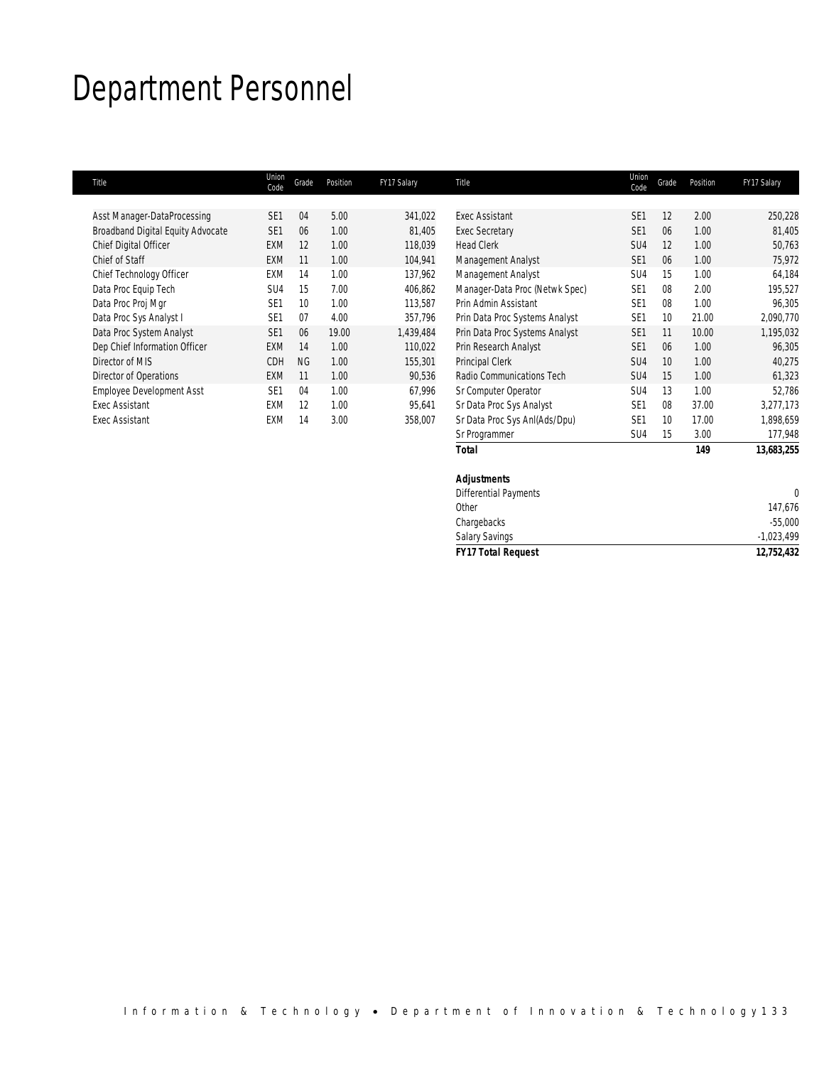# Department Personnel

| Title | Union Code | Grade | Position | FY17 Salary |
|---|---|---|---|---|
| Asst Manager-DataProcessing | SE1 | 04 | 5.00 | 341,022 |
| Broadband Digital Equity Advocate | SE1 | 06 | 1.00 | 81,405 |
| Chief Digital Officer | EXM | 12 | 1.00 | 118,039 |
| Chief of Staff | EXM | 11 | 1.00 | 104,941 |
| Chief Technology Officer | EXM | 14 | 1.00 | 137,962 |
| Data Proc Equip Tech | SU4 | 15 | 7.00 | 406,862 |
| Data Proc Proj Mgr | SE1 | 10 | 1.00 | 113,587 |
| Data Proc Sys Analyst I | SE1 | 07 | 4.00 | 357,796 |
| Data Proc System Analyst | SE1 | 06 | 19.00 | 1,439,484 |
| Dep Chief Information Officer | EXM | 14 | 1.00 | 110,022 |
| Director of MIS | CDH | NG | 1.00 | 155,301 |
| Director of Operations | EXM | 11 | 1.00 | 90,536 |
| Employee Development Asst | SE1 | 04 | 1.00 | 67,996 |
| Exec Assistant | EXM | 12 | 1.00 | 95,641 |
| Exec Assistant | EXM | 14 | 3.00 | 358,007 |
| Exec Assistant | SE1 | 12 | 2.00 | 250,228 |
| Exec Secretary | SE1 | 06 | 1.00 | 81,405 |
| Head Clerk | SU4 | 12 | 1.00 | 50,763 |
| Management Analyst | SE1 | 06 | 1.00 | 75,972 |
| Management Analyst | SU4 | 15 | 1.00 | 64,184 |
| Manager-Data Proc (Netwk Spec) | SE1 | 08 | 2.00 | 195,527 |
| Prin Admin Assistant | SE1 | 08 | 1.00 | 96,305 |
| Prin Data Proc Systems Analyst | SE1 | 10 | 21.00 | 2,090,770 |
| Prin Data Proc Systems Analyst | SE1 | 11 | 10.00 | 1,195,032 |
| Prin Research Analyst | SE1 | 06 | 1.00 | 96,305 |
| Principal Clerk | SU4 | 10 | 1.00 | 40,275 |
| Radio Communications Tech | SU4 | 15 | 1.00 | 61,323 |
| Sr Computer Operator | SU4 | 13 | 1.00 | 52,786 |
| Sr Data Proc Sys Analyst | SE1 | 08 | 37.00 | 3,277,173 |
| Sr Data Proc Sys Anl(Ads/Dpu) | SE1 | 10 | 17.00 | 1,898,659 |
| Sr Programmer | SU4 | 15 | 3.00 | 177,948 |
| ***Total*** | | | ***149*** | ***13,683,255*** |

| ***Adjustments*** | |
|---|---|
| Differential Payments | 0 |
| Other | 147,676 |
| Chargebacks | -55,000 |
| Salary Savings | -1,023,499 |
| ***FY17 Total Request*** | ***12,752,432*** |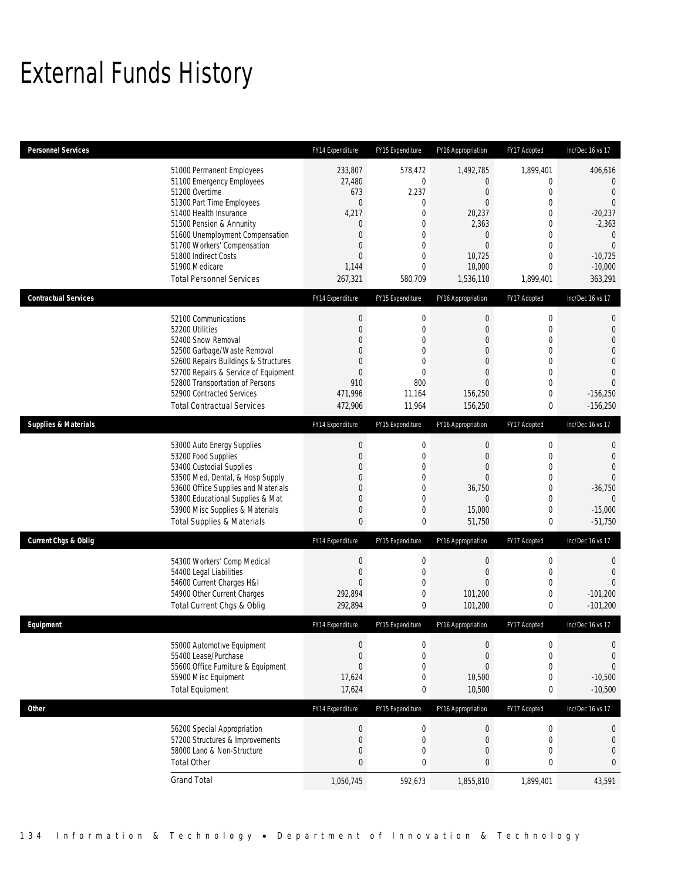# External Funds History

| Personnel Services | FY14 Expenditure | FY15 Expenditure | FY16 Appropriation | FY17 Adopted | Inc/Dec 16 vs 17 |
|---|---|---|---|---|---|
| 51000 Permanent Employees | 233,807 | 578,472 | 1,492,785 | 1,899,401 | 406,616 |
| 51100 Emergency Employees | 27,480 | 0 | 0 | 0 | 0 |
| 51200 Overtime | 673 | 2,237 | 0 | 0 | 0 |
| 51300 Part Time Employees | 0 | 0 | 0 | 0 | 0 |
| 51400 Health Insurance | 4,217 | 0 | 20,237 | 0 | -20,237 |
| 51500 Pension & Annunity | 0 | 0 | 2,363 | 0 | -2,363 |
| 51600 Unemployment Compensation | 0 | 0 | 0 | 0 | 0 |
| 51700 Workers' Compensation | 0 | 0 | 0 | 0 | 0 |
| 51800 Indirect Costs | 0 | 0 | 10,725 | 0 | -10,725 |
| 51900 Medicare | 1,144 | 0 | 10,000 | 0 | -10,000 |
| Total Personnel Services | 267,321 | 580,709 | 1,536,110 | 1,899,401 | 363,291 |

| Contractual Services | FY14 Expenditure | FY15 Expenditure | FY16 Appropriation | FY17 Adopted | Inc/Dec 16 vs 17 |
|---|---|---|---|---|---|
| 52100 Communications | 0 | 0 | 0 | 0 | 0 |
| 52200 Utilities | 0 | 0 | 0 | 0 | 0 |
| 52400 Snow Removal | 0 | 0 | 0 | 0 | 0 |
| 52500 Garbage/Waste Removal | 0 | 0 | 0 | 0 | 0 |
| 52600 Repairs Buildings & Structures | 0 | 0 | 0 | 0 | 0 |
| 52700 Repairs & Service of Equipment | 0 | 0 | 0 | 0 | 0 |
| 52800 Transportation of Persons | 910 | 800 | 0 | 0 | 0 |
| 52900 Contracted Services | 471,996 | 11,164 | 156,250 | 0 | -156,250 |
| Total Contractual Services | 472,906 | 11,964 | 156,250 | 0 | -156,250 |

| Supplies & Materials | FY14 Expenditure | FY15 Expenditure | FY16 Appropriation | FY17 Adopted | Inc/Dec 16 vs 17 |
|---|---|---|---|---|---|
| 53000 Auto Energy Supplies | 0 | 0 | 0 | 0 | 0 |
| 53200 Food Supplies | 0 | 0 | 0 | 0 | 0 |
| 53400 Custodial Supplies | 0 | 0 | 0 | 0 | 0 |
| 53500 Med, Dental, & Hosp Supply | 0 | 0 | 0 | 0 | 0 |
| 53600 Office Supplies and Materials | 0 | 0 | 36,750 | 0 | -36,750 |
| 53800 Educational Supplies & Mat | 0 | 0 | 0 | 0 | 0 |
| 53900 Misc Supplies & Materials | 0 | 0 | 15,000 | 0 | -15,000 |
| Total Supplies & Materials | 0 | 0 | 51,750 | 0 | -51,750 |

| Current Chgs & Oblig | FY14 Expenditure | FY15 Expenditure | FY16 Appropriation | FY17 Adopted | Inc/Dec 16 vs 17 |
|---|---|---|---|---|---|
| 54300 Workers' Comp Medical | 0 | 0 | 0 | 0 | 0 |
| 54400 Legal Liabilities | 0 | 0 | 0 | 0 | 0 |
| 54600 Current Charges H&I | 0 | 0 | 0 | 0 | 0 |
| 54900 Other Current Charges | 292,894 | 0 | 101,200 | 0 | -101,200 |
| Total Current Chgs & Oblig | 292,894 | 0 | 101,200 | 0 | -101,200 |

| Equipment | FY14 Expenditure | FY15 Expenditure | FY16 Appropriation | FY17 Adopted | Inc/Dec 16 vs 17 |
|---|---|---|---|---|---|
| 55000 Automotive Equipment | 0 | 0 | 0 | 0 | 0 |
| 55400 Lease/Purchase | 0 | 0 | 0 | 0 | 0 |
| 55600 Office Furniture & Equipment | 0 | 0 | 0 | 0 | 0 |
| 55900 Misc Equipment | 17,624 | 0 | 10,500 | 0 | -10,500 |
| Total Equipment | 17,624 | 0 | 10,500 | 0 | -10,500 |

| Other | FY14 Expenditure | FY15 Expenditure | FY16 Appropriation | FY17 Adopted | Inc/Dec 16 vs 17 |
|---|---|---|---|---|---|
| 56200 Special Appropriation | 0 | 0 | 0 | 0 | 0 |
| 57200 Structures & Improvements | 0 | 0 | 0 | 0 | 0 |
| 58000 Land & Non-Structure | 0 | 0 | 0 | 0 | 0 |
| Total Other | 0 | 0 | 0 | 0 | 0 |
| Grand Total | 1,050,745 | 592,673 | 1,855,810 | 1,899,401 | 43,591 |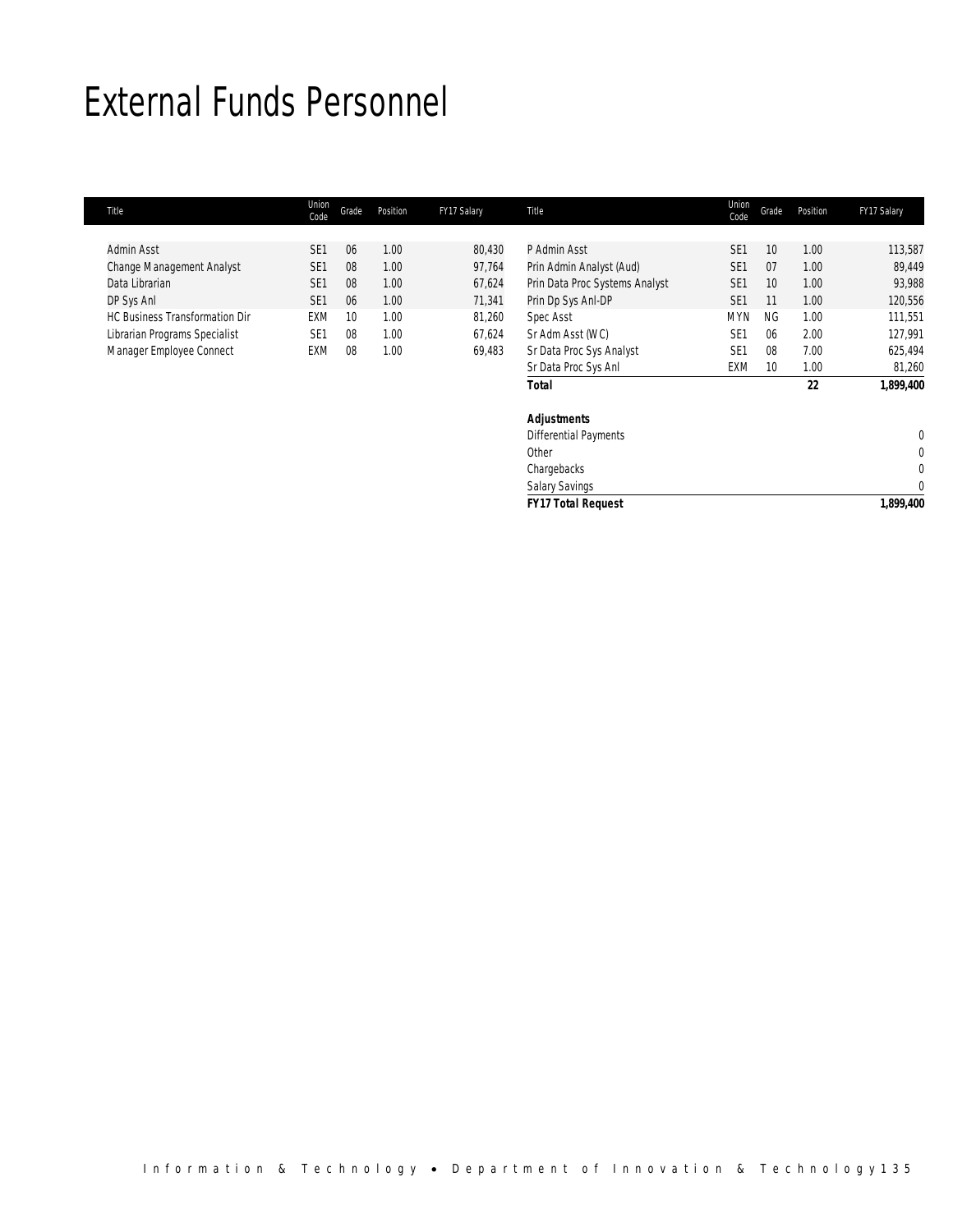# External Funds Personnel

| Title | Union Code | Grade | Position | FY17 Salary | Title | Union Code | Grade | Position | FY17 Salary |
|---|---|---|---|---|---|---|---|---|---|
| Admin Asst | SE1 | 06 | 1.00 | 80,430 | P Admin Asst | SE1 | 10 | 1.00 | 113,587 |
| Change Management Analyst | SE1 | 08 | 1.00 | 97,764 | Prin Admin Analyst (Aud) | SE1 | 07 | 1.00 | 89,449 |
| Data Librarian | SE1 | 08 | 1.00 | 67,624 | Prin Data Proc Systems Analyst | SE1 | 10 | 1.00 | 93,988 |
| DP Sys Anl | SE1 | 06 | 1.00 | 71,341 | Prin Dp Sys Anl-DP | SE1 | 11 | 1.00 | 120,556 |
| HC Business Transformation Dir | EXM | 10 | 1.00 | 81,260 | Spec Asst | MYN | NG | 1.00 | 111,551 |
| Librarian Programs Specialist | SE1 | 08 | 1.00 | 67,624 | Sr Adm Asst (WC) | SE1 | 06 | 2.00 | 127,991 |
| Manager Employee Connect | EXM | 08 | 1.00 | 69,483 | Sr Data Proc Sys Analyst | SE1 | 08 | 7.00 | 625,494 |
| | | | | | Sr Data Proc Sys Anl | EXM | 10 | 1.00 | 81,260 |
| | | | | | **Total** | | | **22** | **1,899,400** |
| | | | | | | | | | |
| | | | | | **Adjustments** | | | | |
| | | | | | Differential Payments | | | | 0 |
| | | | | | Other | | | | 0 |
| | | | | | Chargebacks | | | | 0 |
| | | | | | Salary Savings | | | | 0 |
| | | | | | **FY17 Total Request** | | | | **1,899,400** |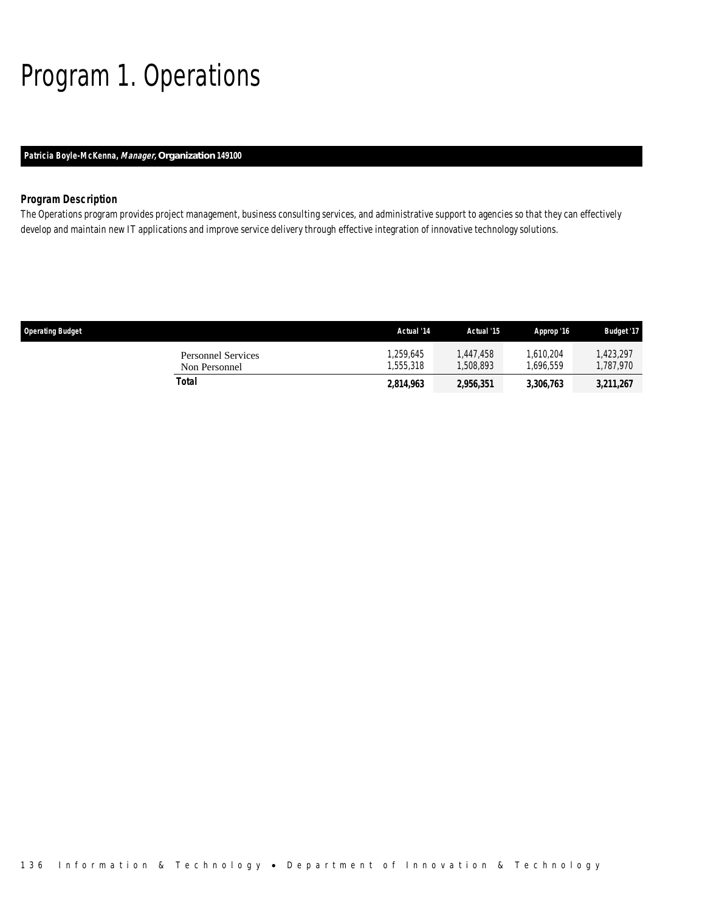# Program 1. Operations

**Patricia Boyle-McKenna, *Manager*, Organization 149100**

### Program Description

The Operations program provides project management, business consulting services, and administrative support to agencies so that they can effectively develop and maintain new IT applications and improve service delivery through effective integration of innovative technology solutions.

| Operating Budget | Actual '14 | Actual '15 | Approp '16 | Budget '17 |
|---|---|---|---|---|
| Personnel Services | 1,259,645 | 1,447,458 | 1,610,204 | 1,423,297 |
| Non Personnel | 1,555,318 | 1,508,893 | 1,696,559 | 1,787,970 |
| **Total** | **2,814,963** | **2,956,351** | **3,306,763** | **3,211,267** |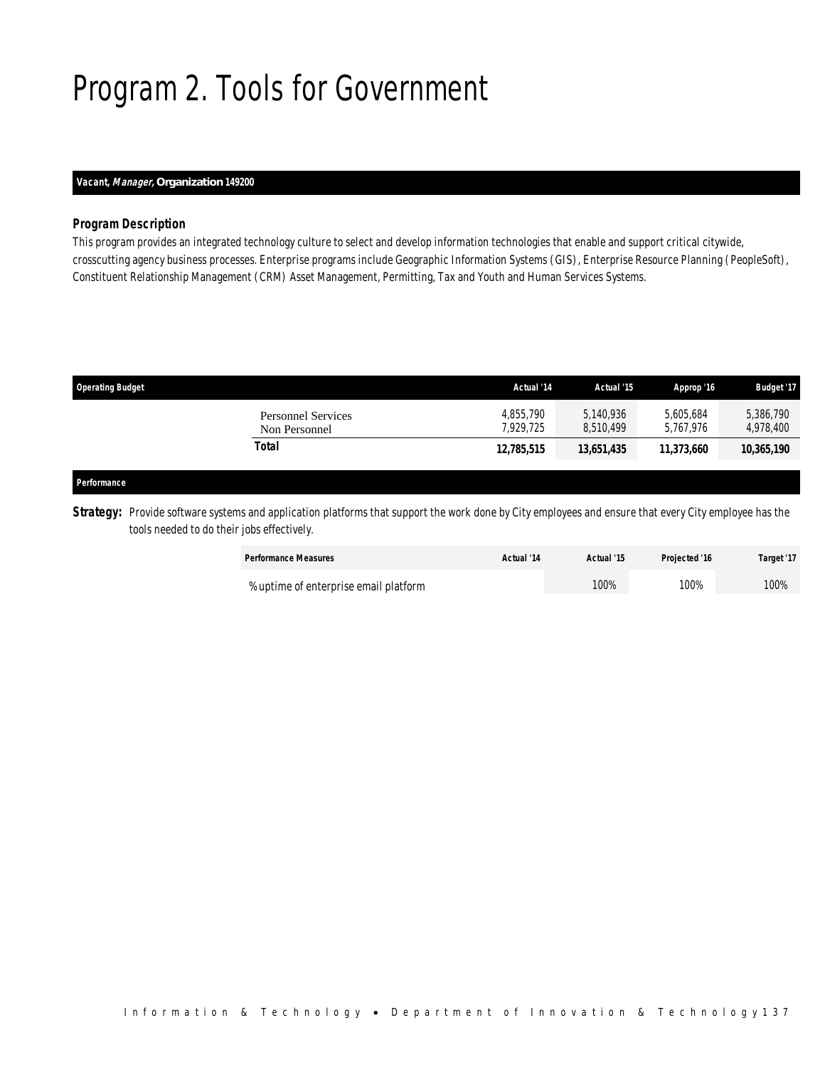# Program 2. Tools for Government

**Vacant, *Manager*, Organization 149200**

### Program Description

This program provides an integrated technology culture to select and develop information technologies that enable and support critical citywide, crosscutting agency business processes. Enterprise programs include Geographic Information Systems (GIS), Enterprise Resource Planning (PeopleSoft), Constituent Relationship Management (CRM) Asset Management, Permitting, Tax and Youth and Human Services Systems.

| Operating Budget | Actual '14 | Actual '15 | Approp '16 | Budget '17 |
|---|---|---|---|---|
| Personnel Services | 4,855,790 | 5,140,936 | 5,605,684 | 5,386,790 |
| Non Personnel | 7,929,725 | 8,510,499 | 5,767,976 | 4,978,400 |
| **Total** | **12,785,515** | **13,651,435** | **11,373,660** | **10,365,190** |

### Performance

**Strategy:** Provide software systems and application platforms that support the work done by City employees and ensure that every City employee has the tools needed to do their jobs effectively.

| Performance Measures | Actual '14 | Actual '15 | Projected '16 | Target '17 |
|---|---|---|---|---|
| % uptime of enterprise email platform | | 100% | 100% | 100% |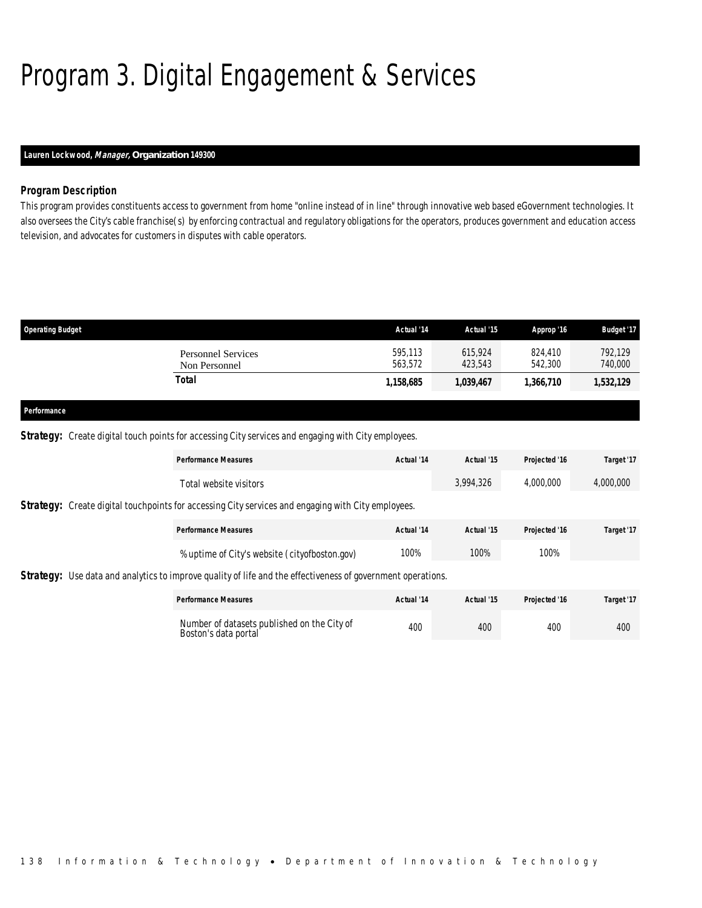# Program 3. Digital Engagement & Services

**Lauren Lockwood, *Manager*, Organization 149300**

### Program Description

This program provides constituents access to government from home "online instead of in line" through innovative web based eGovernment technologies. It also oversees the City's cable franchise(s) by enforcing contractual and regulatory obligations for the operators, produces government and education access television, and advocates for customers in disputes with cable operators.

| Operating Budget | Actual '14 | Actual '15 | Approp '16 | Budget '17 |
|---|---|---|---|---|
| Personnel Services | 595,113 | 615,924 | 824,410 | 792,129 |
| Non Personnel | 563,572 | 423,543 | 542,300 | 740,000 |
| **Total** | **1,158,685** | **1,039,467** | **1,366,710** | **1,532,129** |

**Performance**

**Strategy:** Create digital touch points for accessing City services and engaging with City employees.

| Performance Measures | Actual '14 | Actual '15 | Projected '16 | Target '17 |
|---|---|---|---|---|
| Total website visitors | | 3,994,326 | 4,000,000 | 4,000,000 |

**Strategy:** Create digital touchpoints for accessing City services and engaging with City employees.

| Performance Measures | Actual '14 | Actual '15 | Projected '16 | Target '17 |
|---|---|---|---|---|
| % uptime of City's website (cityofboston.gov) | 100% | 100% | 100% | |

**Strategy:** Use data and analytics to improve quality of life and the effectiveness of government operations.

| Performance Measures | Actual '14 | Actual '15 | Projected '16 | Target '17 |
|---|---|---|---|---|
| Number of datasets published on the City of Boston's data portal | 400 | 400 | 400 | 400 |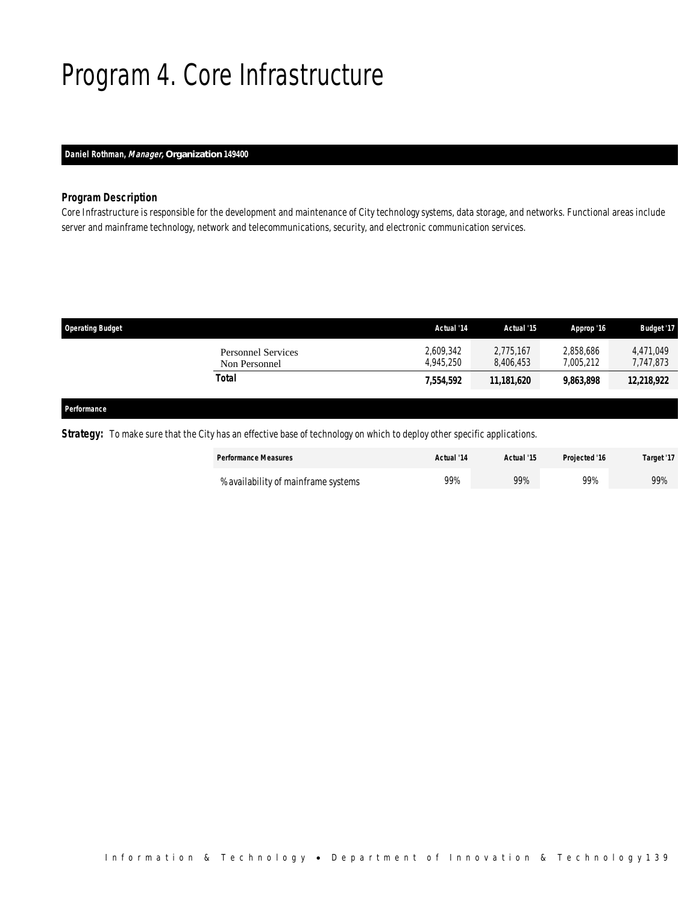# Program 4. Core Infrastructure

**Daniel Rothman, *Manager*, Organization 149400**

### Program Description

Core Infrastructure is responsible for the development and maintenance of City technology systems, data storage, and networks. Functional areas include server and mainframe technology, network and telecommunications, security, and electronic communication services.

| Operating Budget | Actual '14 | Actual '15 | Approp '16 | Budget '17 |
|---|---|---|---|---|
| Personnel Services | 2,609,342 | 2,775,167 | 2,858,686 | 4,471,049 |
| Non Personnel | 4,945,250 | 8,406,453 | 7,005,212 | 7,747,873 |
| **Total** | **7,554,592** | **11,181,620** | **9,863,898** | **12,218,922** |

**Performance**

**Strategy:** To make sure that the City has an effective base of technology on which to deploy other specific applications.

| Performance Measures | Actual '14 | Actual '15 | Projected '16 | Target '17 |
|---|---|---|---|---|
| % availability of mainframe systems | 99% | 99% | 99% | 99% |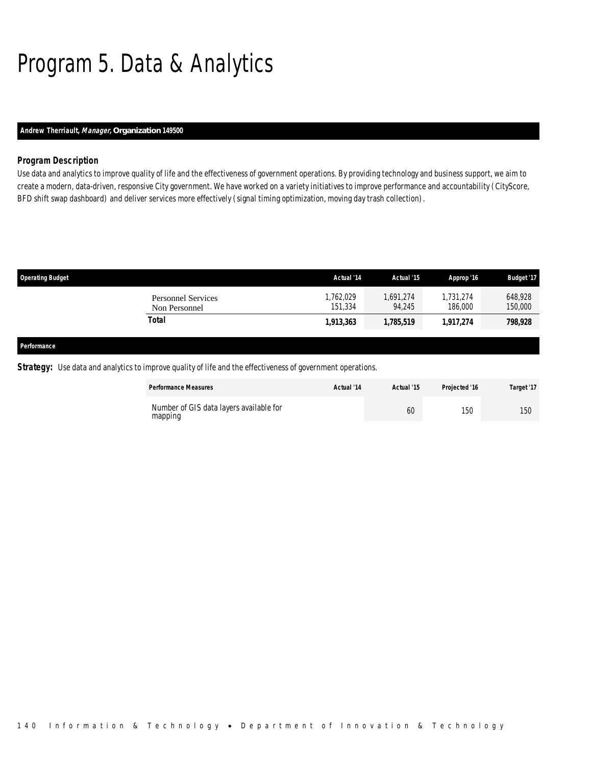# Program 5. Data & Analytics

**Andrew Therriault, *Manager,* Organization 149500**

### Program Description

Use data and analytics to improve quality of life and the effectiveness of government operations. By providing technology and business support, we aim to create a modern, data-driven, responsive City government. We have worked on a variety initiatives to improve performance and accountability ( CityScore, BFD shift swap dashboard) and deliver services more effectively ( signal timing optimization, moving day trash collection) .

| Operating Budget | Actual '14 | Actual '15 | Approp '16 | Budget '17 |
|---|---|---|---|---|
| Personnel Services | 1,762,029 | 1,691,274 | 1,731,274 | 648,928 |
| Non Personnel | 151,334 | 94,245 | 186,000 | 150,000 |
| **Total** | **1,913,363** | **1,785,519** | **1,917,274** | **798,928** |

**Performance**

**Strategy:** Use data and analytics to improve quality of life and the effectiveness of government operations.

| Performance Measures | Actual '14 | Actual '15 | Projected '16 | Target '17 |
|---|---|---|---|---|
| Number of GIS data layers available for mapping | | 60 | 150 | 150 |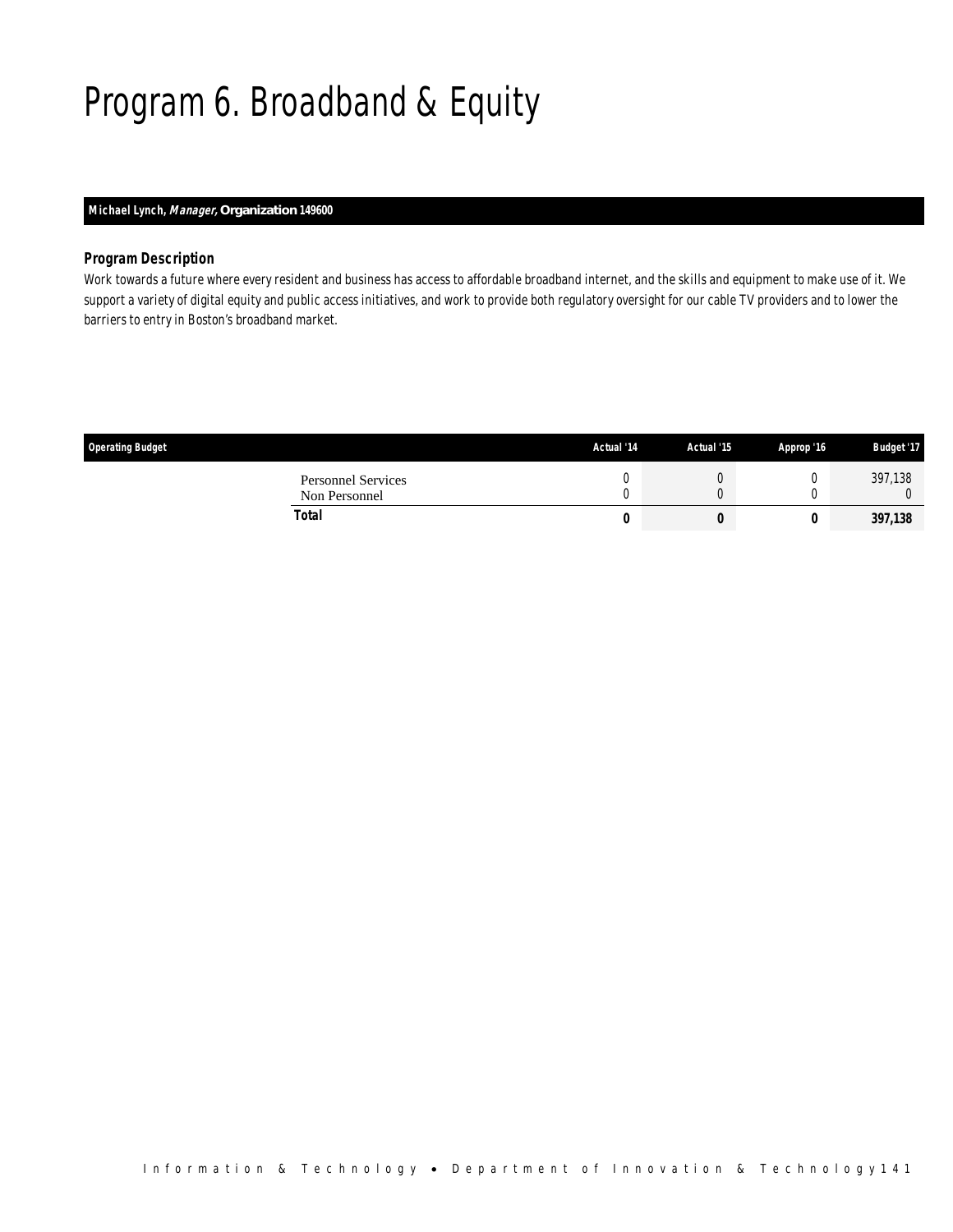# Program 6. Broadband & Equity

**Michael Lynch, *Manager,* Organization 149600**

### Program Description

Work towards a future where every resident and business has access to affordable broadband internet, and the skills and equipment to make use of it. We support a variety of digital equity and public access initiatives, and work to provide both regulatory oversight for our cable TV providers and to lower the barriers to entry in Boston's broadband market.

| Operating Budget | Actual '14 | Actual '15 | Approp '16 | Budget '17 |
|---|---|---|---|---|
| Personnel Services | 0 | 0 | 0 | 397,138 |
| Non Personnel | 0 | 0 | 0 | 0 |
| **Total** | **0** | **0** | **0** | **397,138** |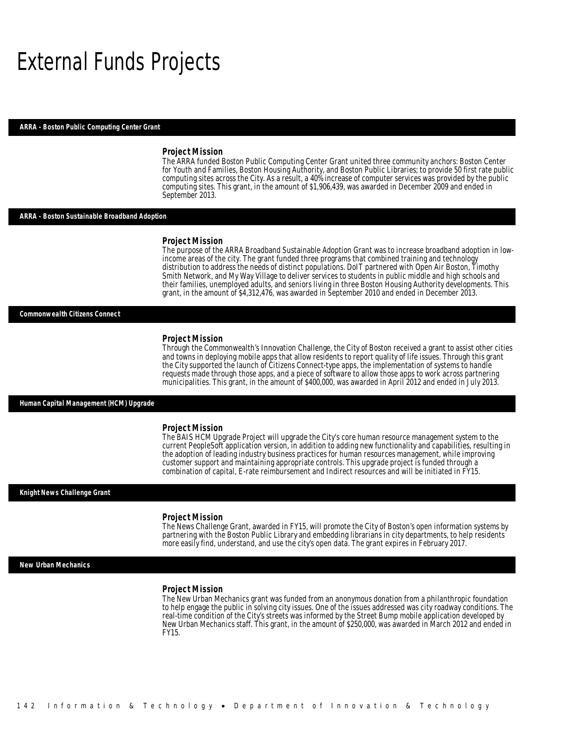# External Funds Projects

## ARRA - Boston Public Computing Center Grant

### Project Mission

The ARRA funded Boston Public Computing Center Grant united three community anchors: Boston Center for Youth and Families, Boston Housing Authority, and Boston Public Libraries; to provide 50 first rate public computing sites across the City. As a result, a 40% increase of computer services was provided by the public computing sites. This grant, in the amount of $1,906,439, was awarded in December 2009 and ended in September 2013.

## ARRA - Boston Sustainable Broadband Adoption

### Project Mission

The purpose of the ARRA Broadband Sustainable Adoption Grant was to increase broadband adoption in low-income areas of the city. The grant funded three programs that combined training and technology distribution to address the needs of distinct populations. DoIT partnered with Open Air Boston, Timothy Smith Network, and My Way Village to deliver services to students in public middle and high schools and their families, unemployed adults, and seniors living in three Boston Housing Authority developments. This grant, in the amount of $4,312,476, was awarded in September 2010 and ended in December 2013.

## Commonwealth Citizens Connect

### Project Mission

Through the Commonwealth's Innovation Challenge, the City of Boston received a grant to assist other cities and towns in deploying mobile apps that allow residents to report quality of life issues. Through this grant the City supported the launch of Citizens Connect-type apps, the implementation of systems to handle requests made through those apps, and a piece of software to allow those apps to work across partnering municipalities. This grant, in the amount of $400,000, was awarded in April 2012 and ended in July 2013.

## Human Capital Management (HCM) Upgrade

### Project Mission

The BAIS HCM Upgrade Project will upgrade the City's core human resource management system to the current PeopleSoft application version, in addition to adding new functionality and capabilities, resulting in the adoption of leading industry business practices for human resources management, while improving customer support and maintaining appropriate controls. This upgrade project is funded through a combination of capital, E-rate reimbursement and Indirect resources and will be initiated in FY15.

## Knight News Challenge Grant

### Project Mission

The News Challenge Grant, awarded in FY15, will promote the City of Boston's open information systems by partnering with the Boston Public Library and embedding librarians in city departments, to help residents more easily find, understand, and use the city's open data. The grant expires in February 2017.

## New Urban Mechanics

### Project Mission

The New Urban Mechanics grant was funded from an anonymous donation from a philanthropic foundation to help engage the public in solving city issues. One of the issues addressed was city roadway conditions. The real-time condition of the City's streets was informed by the Street Bump mobile application developed by New Urban Mechanics staff. This grant, in the amount of $250,000, was awarded in March 2012 and ended in FY15.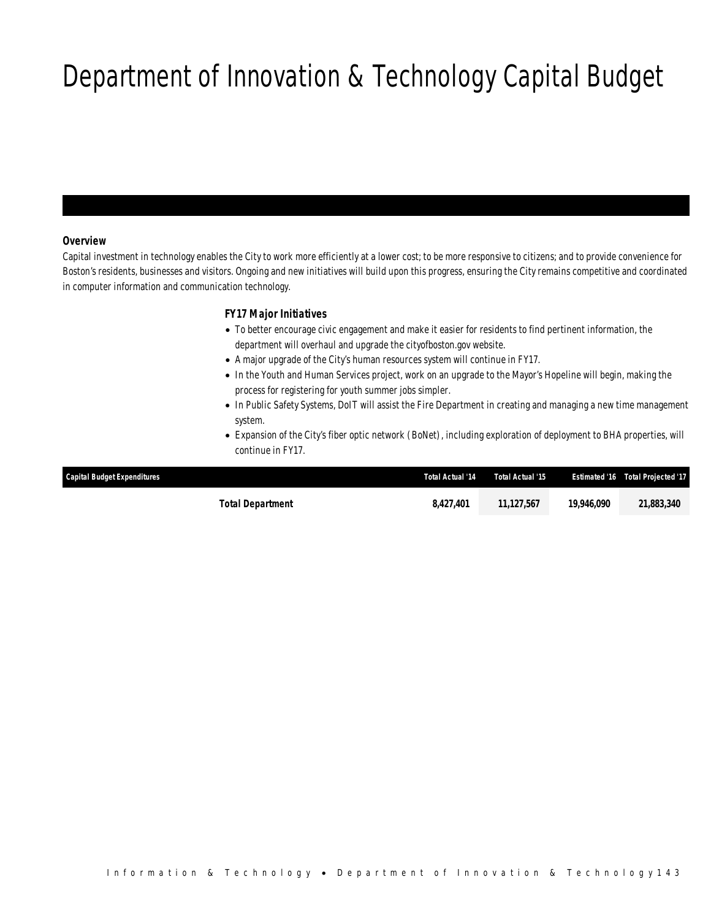# Department of Innovation & Technology Capital Budget

## Overview

Capital investment in technology enables the City to work more efficiently at a lower cost; to be more responsive to citizens; and to provide convenience for Boston's residents, businesses and visitors. Ongoing and new initiatives will build upon this progress, ensuring the City remains competitive and coordinated in computer information and communication technology.

### FY17 Major Initiatives

- To better encourage civic engagement and make it easier for residents to find pertinent information, the department will overhaul and upgrade the cityofboston.gov website.
- A major upgrade of the City's human resources system will continue in FY17.
- In the Youth and Human Services project, work on an upgrade to the Mayor's Hopeline will begin, making the process for registering for youth summer jobs simpler.
- In Public Safety Systems, DoIT will assist the Fire Department in creating and managing a new time management system.
- Expansion of the City's fiber optic network (BoNet), including exploration of deployment to BHA properties, will continue in FY17.

| Capital Budget Expenditures | Total Actual '14 | Total Actual '15 | Estimated '16 | Total Projected '17 |
|---|---|---|---|---|
| **Total Department** | **8,427,401** | **11,127,567** | **19,946,090** | **21,883,340** |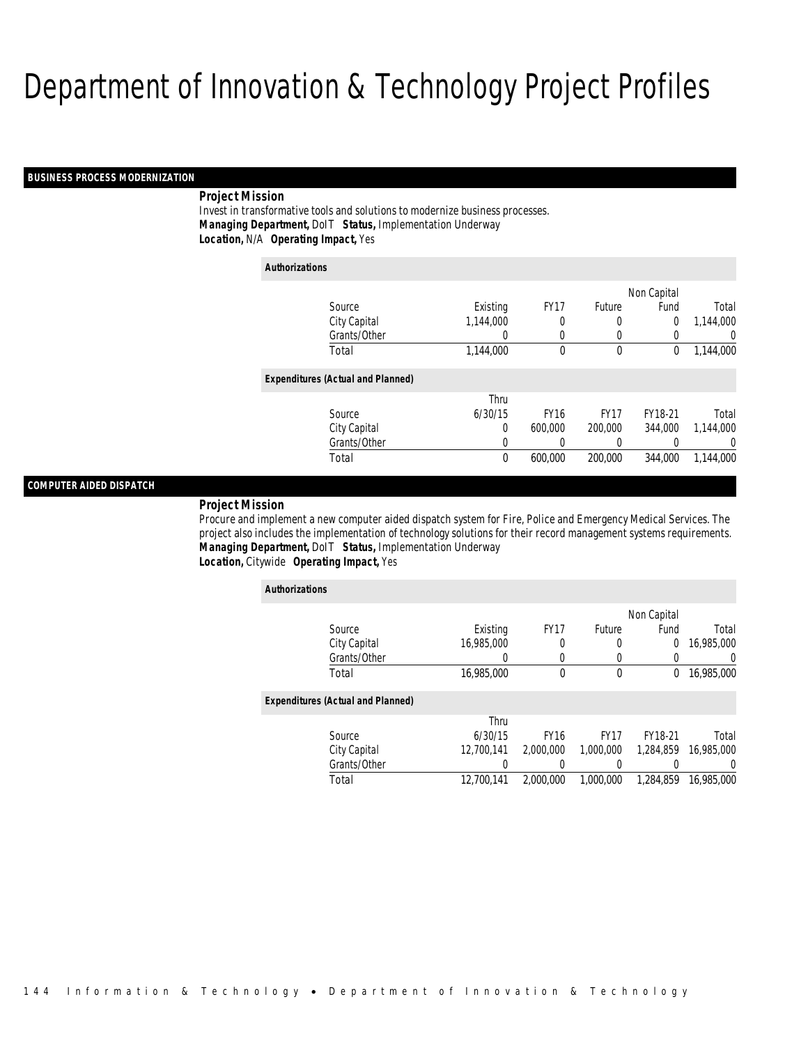# Department of Innovation & Technology Project Profiles

## BUSINESS PROCESS MODERNIZATION

**Project Mission**

Invest in transformative tools and solutions to modernize business processes.

***Managing Department,*** DoIT ***Status,*** Implementation Underway

***Location,*** N/A ***Operating Impact,*** Yes

***Authorizations***

| Source | Existing | FY17 | Future | Non Capital Fund | Total |
|---|---|---|---|---|---|
| City Capital | 1,144,000 | 0 | 0 | 0 | 1,144,000 |
| Grants/Other | 0 | 0 | 0 | 0 | 0 |
| Total | 1,144,000 | 0 | 0 | 0 | 1,144,000 |

***Expenditures (Actual and Planned)***

| Source | Thru 6/30/15 | FY16 | FY17 | FY18-21 | Total |
|---|---|---|---|---|---|
| City Capital | 0 | 600,000 | 200,000 | 344,000 | 1,144,000 |
| Grants/Other | 0 | 0 | 0 | 0 | 0 |
| Total | 0 | 600,000 | 200,000 | 344,000 | 1,144,000 |

## COMPUTER AIDED DISPATCH

**Project Mission**

Procure and implement a new computer aided dispatch system for Fire, Police and Emergency Medical Services. The project also includes the implementation of technology solutions for their record management systems requirements.

***Managing Department,*** DoIT ***Status,*** Implementation Underway

***Location,*** Citywide ***Operating Impact,*** Yes

***Authorizations***

| Source | Existing | FY17 | Future | Non Capital Fund | Total |
|---|---|---|---|---|---|
| City Capital | 16,985,000 | 0 | 0 | 0 | 16,985,000 |
| Grants/Other | 0 | 0 | 0 | 0 | 0 |
| Total | 16,985,000 | 0 | 0 | 0 | 16,985,000 |

***Expenditures (Actual and Planned)***

| Source | Thru 6/30/15 | FY16 | FY17 | FY18-21 | Total |
|---|---|---|---|---|---|
| City Capital | 12,700,141 | 2,000,000 | 1,000,000 | 1,284,859 | 16,985,000 |
| Grants/Other | 0 | 0 | 0 | 0 | 0 |
| Total | 12,700,141 | 2,000,000 | 1,000,000 | 1,284,859 | 16,985,000 |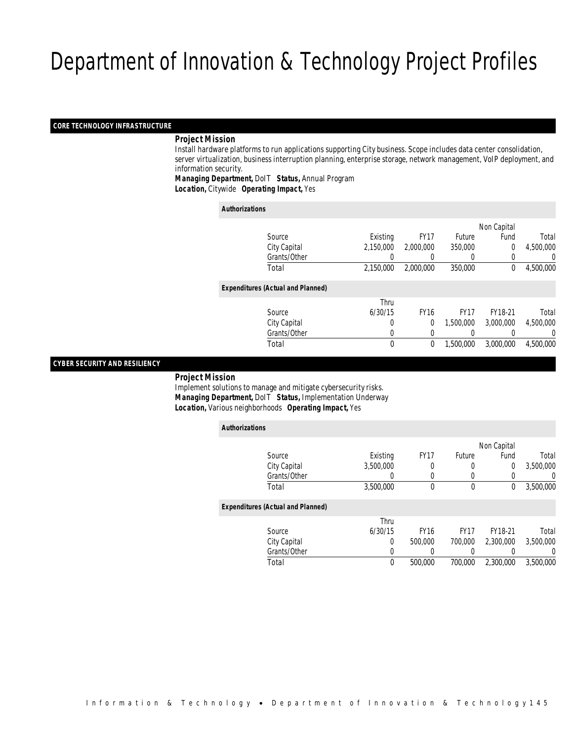# Department of Innovation & Technology Project Profiles

## CORE TECHNOLOGY INFRASTRUCTURE

***Project Mission***

Install hardware platforms to run applications supporting City business. Scope includes data center consolidation, server virtualization, business interruption planning, enterprise storage, network management, VoIP deployment, and information security.

***Managing Department,*** DoIT ***Status,*** Annual Program
***Location,*** Citywide ***Operating Impact,*** Yes

***Authorizations***

| Source | Existing | FY17 | Future | Non Capital Fund | Total |
|---|---|---|---|---|---|
| City Capital | 2,150,000 | 2,000,000 | 350,000 | 0 | 4,500,000 |
| Grants/Other | 0 | 0 | 0 | 0 | 0 |
| Total | 2,150,000 | 2,000,000 | 350,000 | 0 | 4,500,000 |

***Expenditures (Actual and Planned)***

| Source | Thru 6/30/15 | FY16 | FY17 | FY18-21 | Total |
|---|---|---|---|---|---|
| City Capital | 0 | 0 | 1,500,000 | 3,000,000 | 4,500,000 |
| Grants/Other | 0 | 0 | 0 | 0 | 0 |
| Total | 0 | 0 | 1,500,000 | 3,000,000 | 4,500,000 |

## CYBER SECURITY AND RESILIENCY

***Project Mission***

Implement solutions to manage and mitigate cybersecurity risks.

***Managing Department,*** DoIT ***Status,*** Implementation Underway
***Location,*** Various neighborhoods ***Operating Impact,*** Yes

***Authorizations***

| Source | Existing | FY17 | Future | Non Capital Fund | Total |
|---|---|---|---|---|---|
| City Capital | 3,500,000 | 0 | 0 | 0 | 3,500,000 |
| Grants/Other | 0 | 0 | 0 | 0 | 0 |
| Total | 3,500,000 | 0 | 0 | 0 | 3,500,000 |

***Expenditures (Actual and Planned)***

| Source | Thru 6/30/15 | FY16 | FY17 | FY18-21 | Total |
|---|---|---|---|---|---|
| City Capital | 0 | 500,000 | 700,000 | 2,300,000 | 3,500,000 |
| Grants/Other | 0 | 0 | 0 | 0 | 0 |
| Total | 0 | 500,000 | 700,000 | 2,300,000 | 3,500,000 |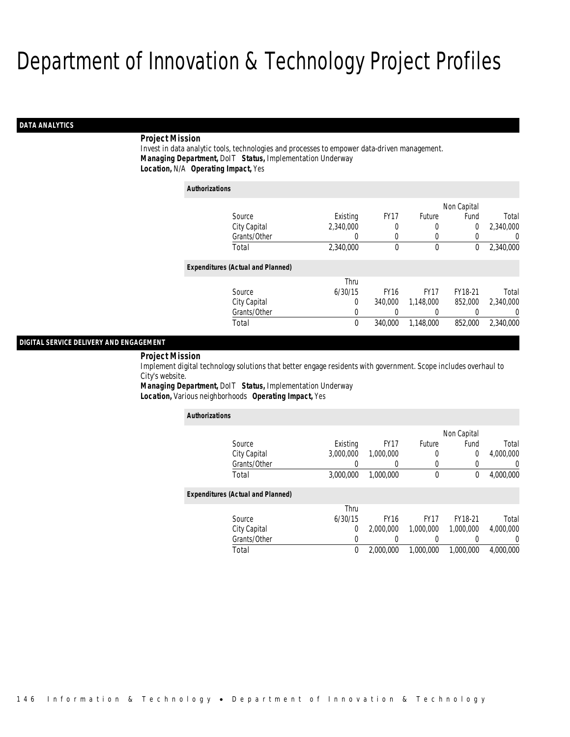# Department of Innovation & Technology Project Profiles

## DATA ANALYTICS

**Project Mission**
Invest in data analytic tools, technologies and processes to empower data-driven management.
***Managing Department,*** DoIT ***Status,*** Implementation Underway
***Location,*** N/A ***Operating Impact,*** Yes

***Authorizations***

| Source | Existing | FY17 | Future | Non Capital Fund | Total |
|---|---|---|---|---|---|
| City Capital | 2,340,000 | 0 | 0 | 0 | 2,340,000 |
| Grants/Other | 0 | 0 | 0 | 0 | 0 |
| Total | 2,340,000 | 0 | 0 | 0 | 2,340,000 |

***Expenditures (Actual and Planned)***

| Source | Thru 6/30/15 | FY16 | FY17 | FY18-21 | Total |
|---|---|---|---|---|---|
| City Capital | 0 | 340,000 | 1,148,000 | 852,000 | 2,340,000 |
| Grants/Other | 0 | 0 | 0 | 0 | 0 |
| Total | 0 | 340,000 | 1,148,000 | 852,000 | 2,340,000 |

## DIGITAL SERVICE DELIVERY AND ENGAGEMENT

**Project Mission**
Implement digital technology solutions that better engage residents with government. Scope includes overhaul to City's website.
***Managing Department,*** DoIT ***Status,*** Implementation Underway
***Location,*** Various neighborhoods ***Operating Impact,*** Yes

***Authorizations***

| Source | Existing | FY17 | Future | Non Capital Fund | Total |
|---|---|---|---|---|---|
| City Capital | 3,000,000 | 1,000,000 | 0 | 0 | 4,000,000 |
| Grants/Other | 0 | 0 | 0 | 0 | 0 |
| Total | 3,000,000 | 1,000,000 | 0 | 0 | 4,000,000 |

***Expenditures (Actual and Planned)***

| Source | Thru 6/30/15 | FY16 | FY17 | FY18-21 | Total |
|---|---|---|---|---|---|
| City Capital | 0 | 2,000,000 | 1,000,000 | 1,000,000 | 4,000,000 |
| Grants/Other | 0 | 0 | 0 | 0 | 0 |
| Total | 0 | 2,000,000 | 1,000,000 | 1,000,000 | 4,000,000 |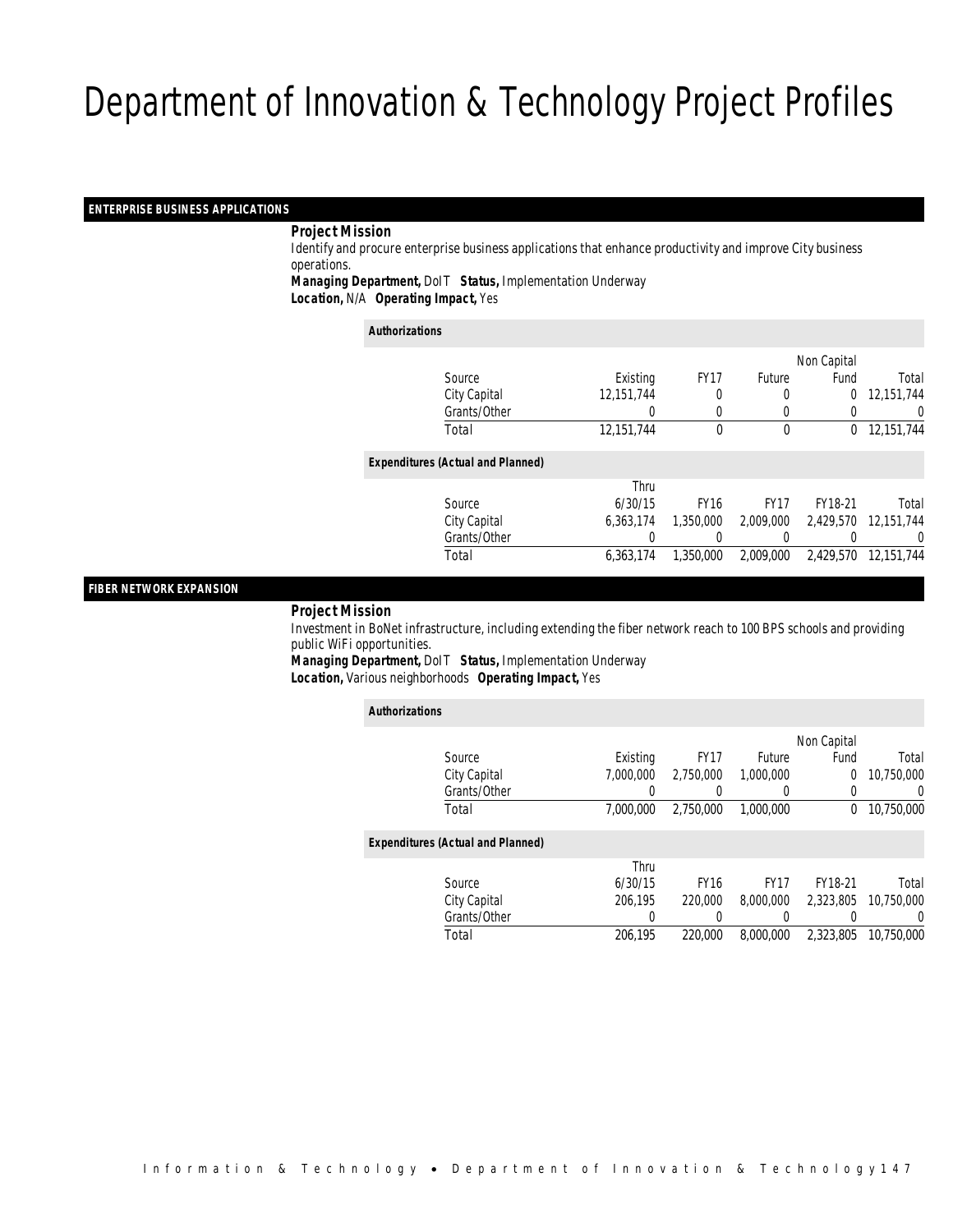# Department of Innovation & Technology Project Profiles

## ENTERPRISE BUSINESS APPLICATIONS

***Project Mission***

Identify and procure enterprise business applications that enhance productivity and improve City business operations.

***Managing Department,*** DoIT ***Status,*** Implementation Underway

***Location,*** N/A ***Operating Impact,*** Yes

***Authorizations***

| Source | Existing | FY17 | Future | Non Capital Fund | Total |
|---|---|---|---|---|---|
| City Capital | 12,151,744 | 0 | 0 | 0 | 12,151,744 |
| Grants/Other | 0 | 0 | 0 | 0 | 0 |
| Total | 12,151,744 | 0 | 0 | 0 | 12,151,744 |

***Expenditures (Actual and Planned)***

| Source | Thru 6/30/15 | FY16 | FY17 | FY18-21 | Total |
|---|---|---|---|---|---|
| City Capital | 6,363,174 | 1,350,000 | 2,009,000 | 2,429,570 | 12,151,744 |
| Grants/Other | 0 | 0 | 0 | 0 | 0 |
| Total | 6,363,174 | 1,350,000 | 2,009,000 | 2,429,570 | 12,151,744 |

## FIBER NETWORK EXPANSION

***Project Mission***

Investment in BoNet infrastructure, including extending the fiber network reach to 100 BPS schools and providing public WiFi opportunities.

***Managing Department,*** DoIT ***Status,*** Implementation Underway

***Location,*** Various neighborhoods ***Operating Impact,*** Yes

***Authorizations***

| Source | Existing | FY17 | Future | Non Capital Fund | Total |
|---|---|---|---|---|---|
| City Capital | 7,000,000 | 2,750,000 | 1,000,000 | 0 | 10,750,000 |
| Grants/Other | 0 | 0 | 0 | 0 | 0 |
| Total | 7,000,000 | 2,750,000 | 1,000,000 | 0 | 10,750,000 |

***Expenditures (Actual and Planned)***

| Source | Thru 6/30/15 | FY16 | FY17 | FY18-21 | Total |
|---|---|---|---|---|---|
| City Capital | 206,195 | 220,000 | 8,000,000 | 2,323,805 | 10,750,000 |
| Grants/Other | 0 | 0 | 0 | 0 | 0 |
| Total | 206,195 | 220,000 | 8,000,000 | 2,323,805 | 10,750,000 |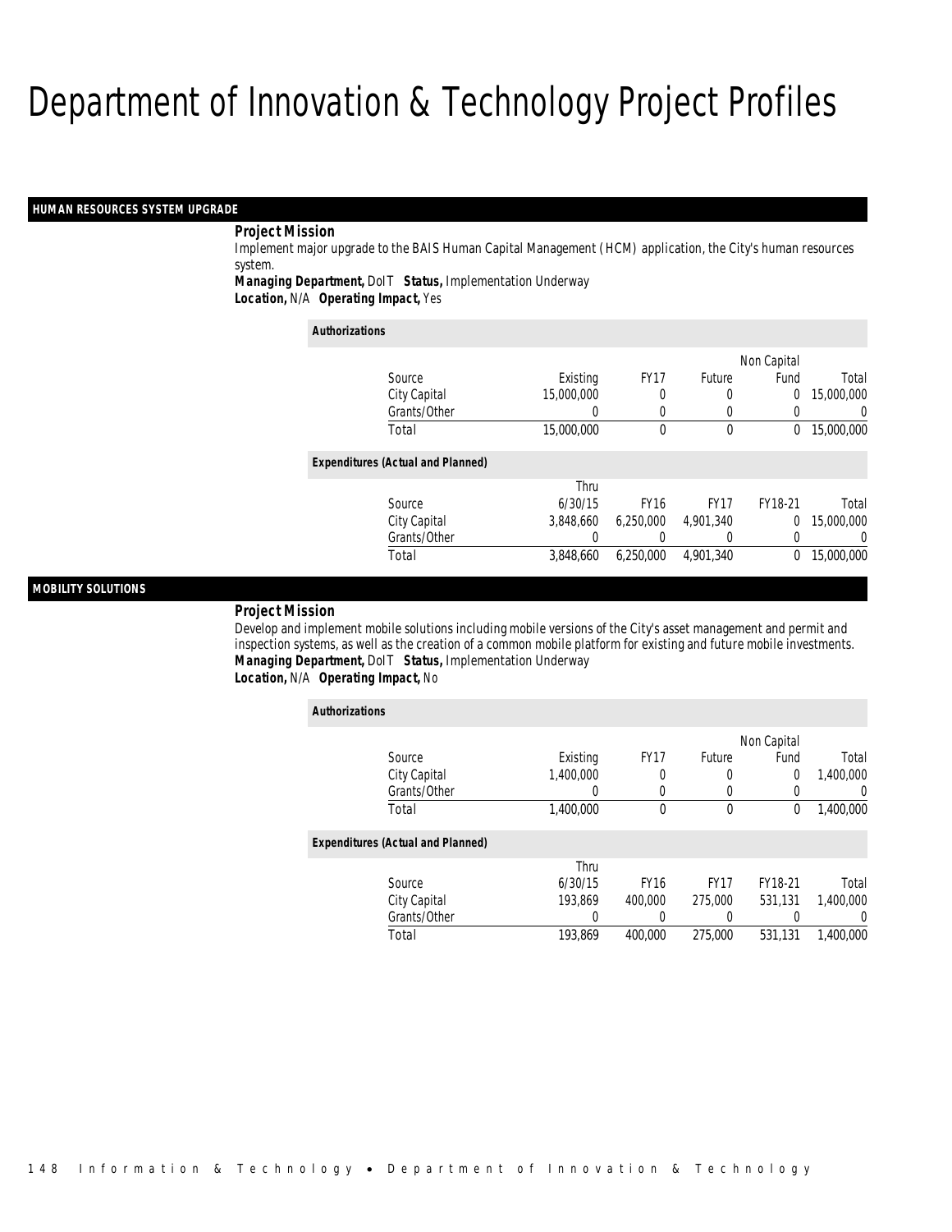# Department of Innovation & Technology Project Profiles

## HUMAN RESOURCES SYSTEM UPGRADE

**Project Mission**

Implement major upgrade to the BAIS Human Capital Management (HCM) application, the City's human resources system.

**Managing Department,** DoIT **Status,** Implementation Underway

**Location,** N/A **Operating Impact,** Yes

*Authorizations*

| Source | Existing | FY17 | Future | Non Capital Fund | Total |
|---|---|---|---|---|---|
| City Capital | 15,000,000 | 0 | 0 | 0 | 15,000,000 |
| Grants/Other | 0 | 0 | 0 | 0 | 0 |
| Total | 15,000,000 | 0 | 0 | 0 | 15,000,000 |

*Expenditures (Actual and Planned)*

| Source | Thru 6/30/15 | FY16 | FY17 | FY18-21 | Total |
|---|---|---|---|---|---|
| City Capital | 3,848,660 | 6,250,000 | 4,901,340 | 0 | 15,000,000 |
| Grants/Other | 0 | 0 | 0 | 0 | 0 |
| Total | 3,848,660 | 6,250,000 | 4,901,340 | 0 | 15,000,000 |

## MOBILITY SOLUTIONS

**Project Mission**

Develop and implement mobile solutions including mobile versions of the City's asset management and permit and inspection systems, as well as the creation of a common mobile platform for existing and future mobile investments.

**Managing Department,** DoIT **Status,** Implementation Underway

**Location,** N/A **Operating Impact,** No

*Authorizations*

| Source | Existing | FY17 | Future | Non Capital Fund | Total |
|---|---|---|---|---|---|
| City Capital | 1,400,000 | 0 | 0 | 0 | 1,400,000 |
| Grants/Other | 0 | 0 | 0 | 0 | 0 |
| Total | 1,400,000 | 0 | 0 | 0 | 1,400,000 |

*Expenditures (Actual and Planned)*

| Source | Thru 6/30/15 | FY16 | FY17 | FY18-21 | Total |
|---|---|---|---|---|---|
| City Capital | 193,869 | 400,000 | 275,000 | 531,131 | 1,400,000 |
| Grants/Other | 0 | 0 | 0 | 0 | 0 |
| Total | 193,869 | 400,000 | 275,000 | 531,131 | 1,400,000 |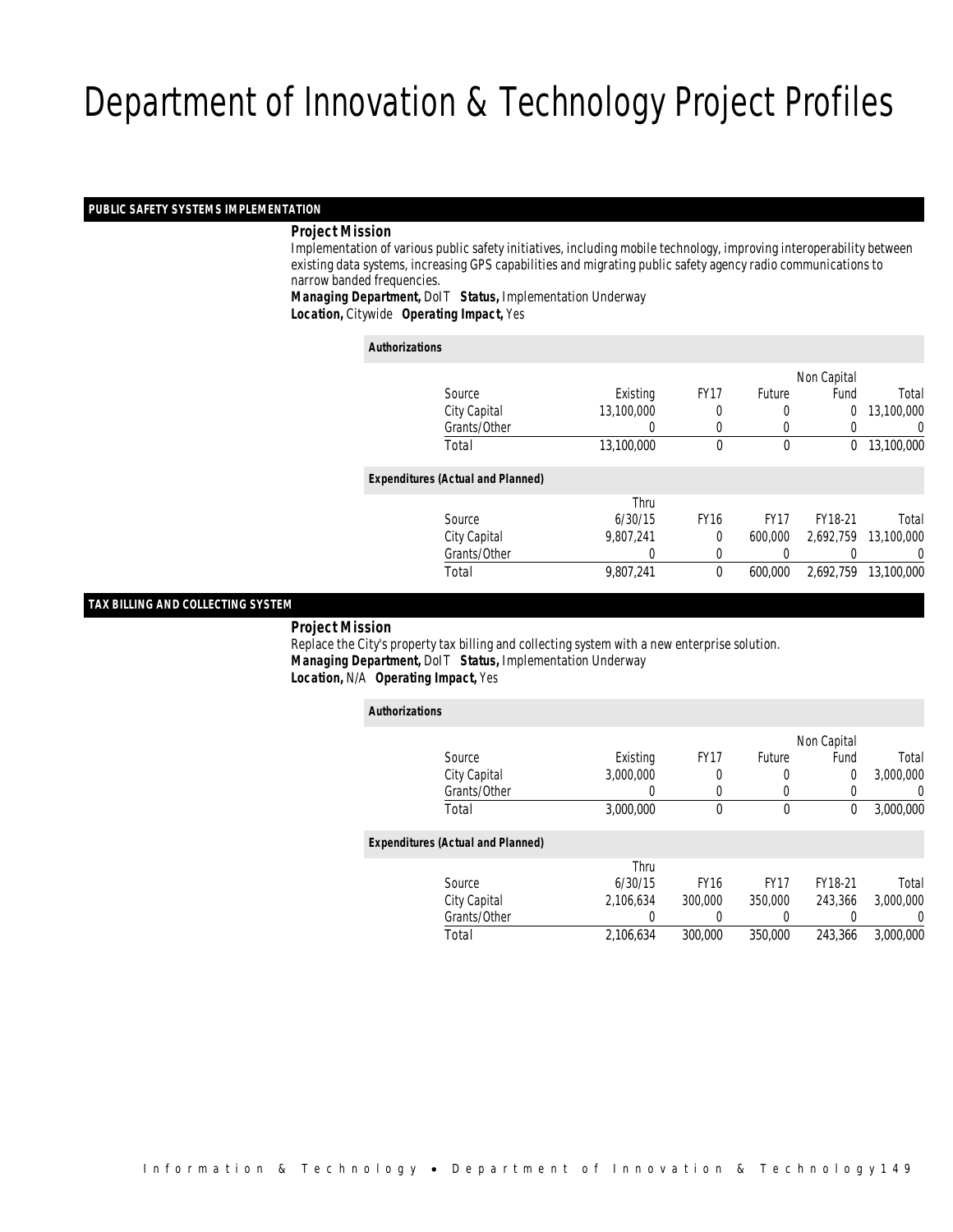# Department of Innovation & Technology Project Profiles

## PUBLIC SAFETY SYSTEMS IMPLEMENTATION

***Project Mission***

Implementation of various public safety initiatives, including mobile technology, improving interoperability between existing data systems, increasing GPS capabilities and migrating public safety agency radio communications to narrow banded frequencies.

***Managing Department,*** DoIT ***Status,*** Implementation Underway
***Location,*** Citywide ***Operating Impact,*** Yes

***Authorizations***

| Source | Existing | FY17 | Future | Non Capital Fund | Total |
|---|---|---|---|---|---|
| City Capital | 13,100,000 | 0 | 0 | 0 | 13,100,000 |
| Grants/Other | 0 | 0 | 0 | 0 | 0 |
| Total | 13,100,000 | 0 | 0 | 0 | 13,100,000 |

***Expenditures (Actual and Planned)***

| Source | Thru 6/30/15 | FY16 | FY17 | FY18-21 | Total |
|---|---|---|---|---|---|
| City Capital | 9,807,241 | 0 | 600,000 | 2,692,759 | 13,100,000 |
| Grants/Other | 0 | 0 | 0 | 0 | 0 |
| Total | 9,807,241 | 0 | 600,000 | 2,692,759 | 13,100,000 |

## TAX BILLING AND COLLECTING SYSTEM

***Project Mission***

Replace the City's property tax billing and collecting system with a new enterprise solution.

***Managing Department,*** DoIT ***Status,*** Implementation Underway
***Location,*** N/A ***Operating Impact,*** Yes

***Authorizations***

| Source | Existing | FY17 | Future | Non Capital Fund | Total |
|---|---|---|---|---|---|
| City Capital | 3,000,000 | 0 | 0 | 0 | 3,000,000 |
| Grants/Other | 0 | 0 | 0 | 0 | 0 |
| Total | 3,000,000 | 0 | 0 | 0 | 3,000,000 |

***Expenditures (Actual and Planned)***

| Source | Thru 6/30/15 | FY16 | FY17 | FY18-21 | Total |
|---|---|---|---|---|---|
| City Capital | 2,106,634 | 300,000 | 350,000 | 243,366 | 3,000,000 |
| Grants/Other | 0 | 0 | 0 | 0 | 0 |
| Total | 2,106,634 | 300,000 | 350,000 | 243,366 | 3,000,000 |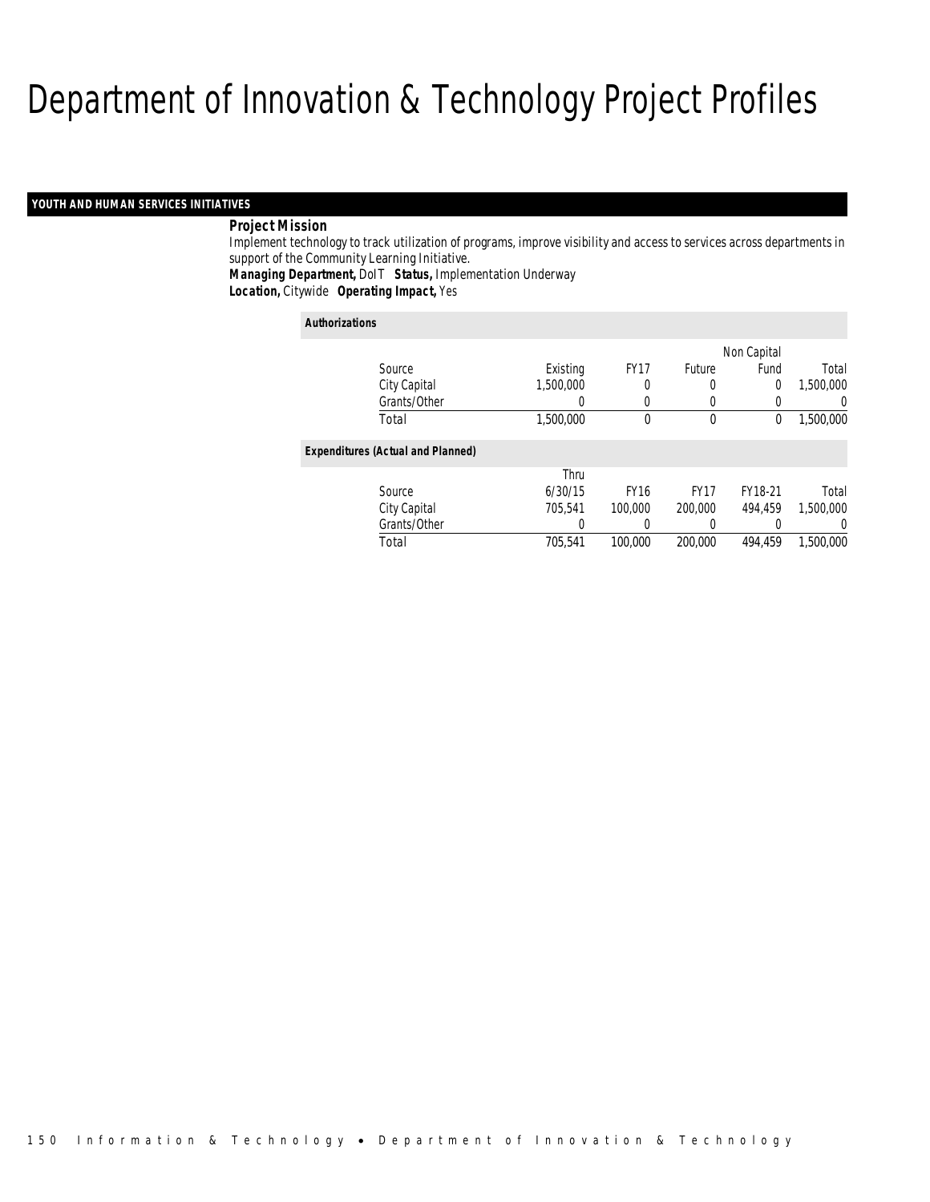# Department of Innovation & Technology Project Profiles

## YOUTH AND HUMAN SERVICES INITIATIVES

**Project Mission**

Implement technology to track utilization of programs, improve visibility and access to services across departments in support of the Community Learning Initiative.

***Managing Department,*** DoIT ***Status,*** Implementation Underway

***Location,*** Citywide ***Operating Impact,*** Yes

***Authorizations***

| Source | Existing | FY17 | Future | Non Capital Fund | Total |
|---|---|---|---|---|---|
| City Capital | 1,500,000 | 0 | 0 | 0 | 1,500,000 |
| Grants/Other | 0 | 0 | 0 | 0 | 0 |
| Total | 1,500,000 | 0 | 0 | 0 | 1,500,000 |

***Expenditures (Actual and Planned)***

| Source | Thru 6/30/15 | FY16 | FY17 | FY18-21 | Total |
|---|---|---|---|---|---|
| City Capital | 705,541 | 100,000 | 200,000 | 494,459 | 1,500,000 |
| Grants/Other | 0 | 0 | 0 | 0 | 0 |
| Total | 705,541 | 100,000 | 200,000 | 494,459 | 1,500,000 |